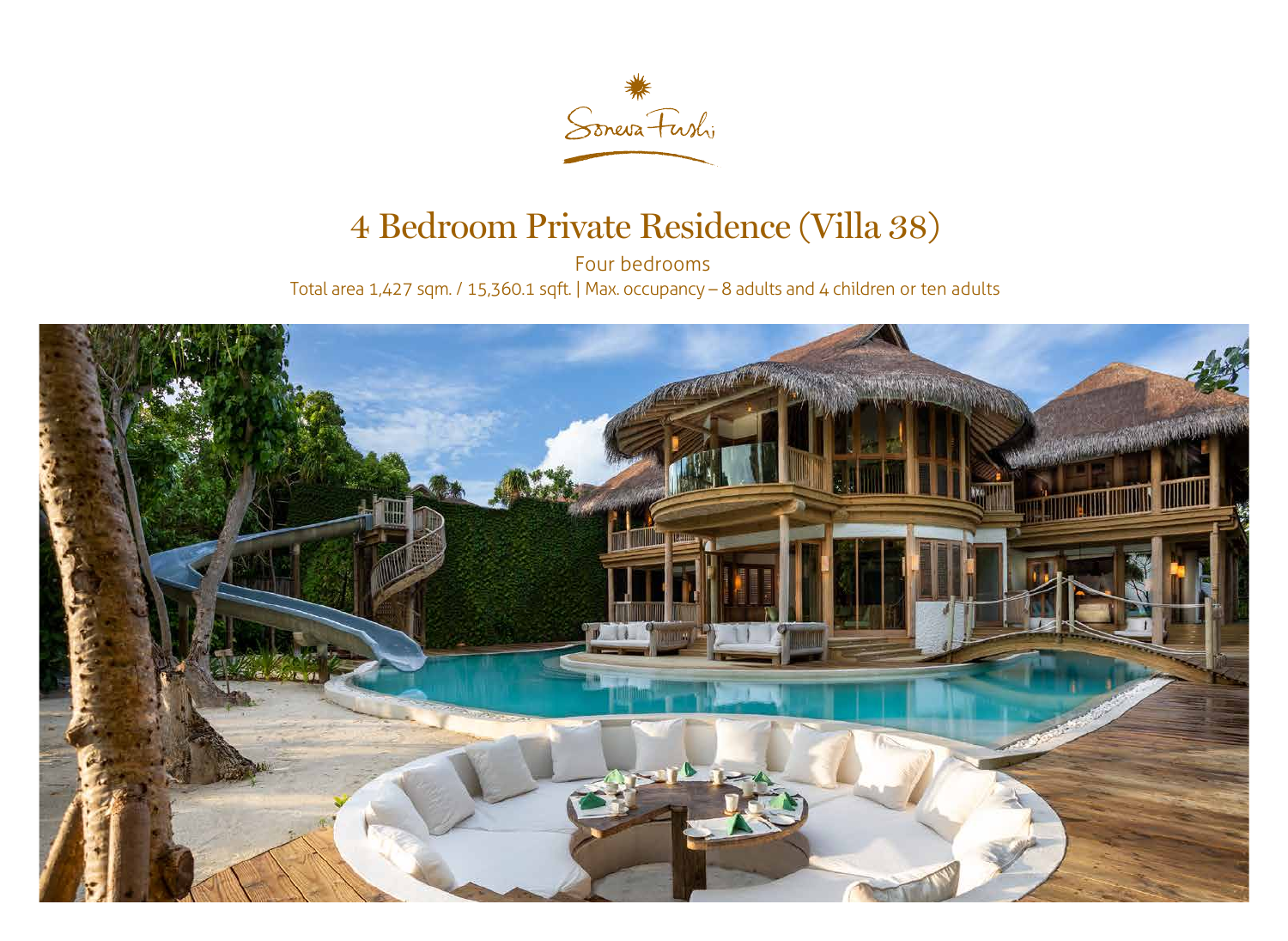Soneva Fushi

# 4 Bedroom Private Residence (Villa 38)

Four bedrooms

Total area 1,427 sqm. / 15,360.1 sqft. | Max. occupancy – 8 adults and 4 children or ten adults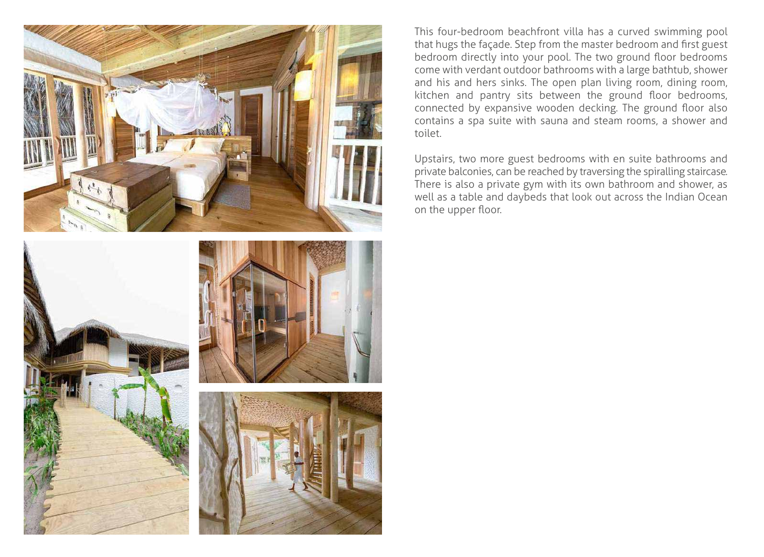This four-bedroom beachfront villa has a curved swimming pool that hugs the façade. Step from the master bedroom and first guest bedroom directly into your pool. The two ground floor bedrooms come with verdant outdoor bathrooms with a large bathtub, shower and his and hers sinks. The open plan living room, dining room, kitchen and pantry sits between the ground floor bedrooms, connected by expansive wooden decking. The ground floor also contains a spa suite with sauna and steam rooms, a shower and toilet.

Upstairs, two more guest bedrooms with en suite bathrooms and private balconies, can be reached by traversing the spiralling staircase. There is also a private gym with its own bathroom and shower, as well as a table and daybeds that look out across the Indian Ocean on the upper floor.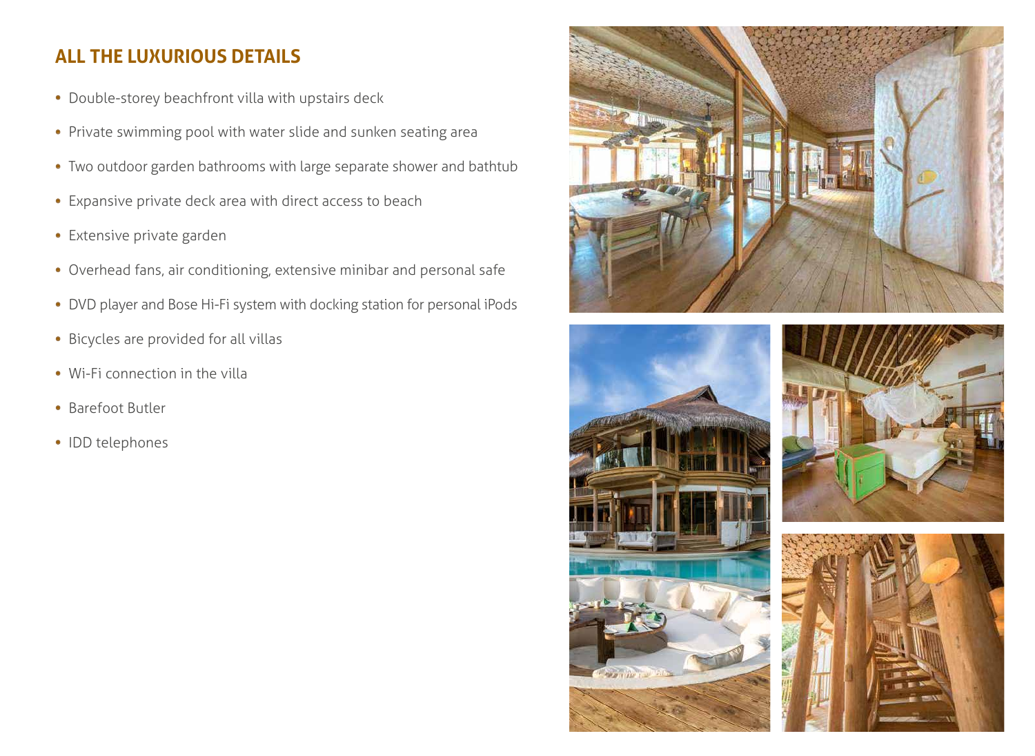## ALL THE LUXURIOUS DETAILS

- Double-storey beachfront villa with upstairs deck
- Private swimming pool with water slide and sunken seating area
- Two outdoor garden bathrooms with large separate shower and bathtub
- Expansive private deck area with direct access to beach
- Extensive private garden
- Overhead fans, air conditioning, extensive minibar and personal safe
- DVD player and Bose Hi-Fi system with docking station for personal iPods
- Bicycles are provided for all villas
- Wi-Fi connection in the villa
- Barefoot Butler
- IDD telephones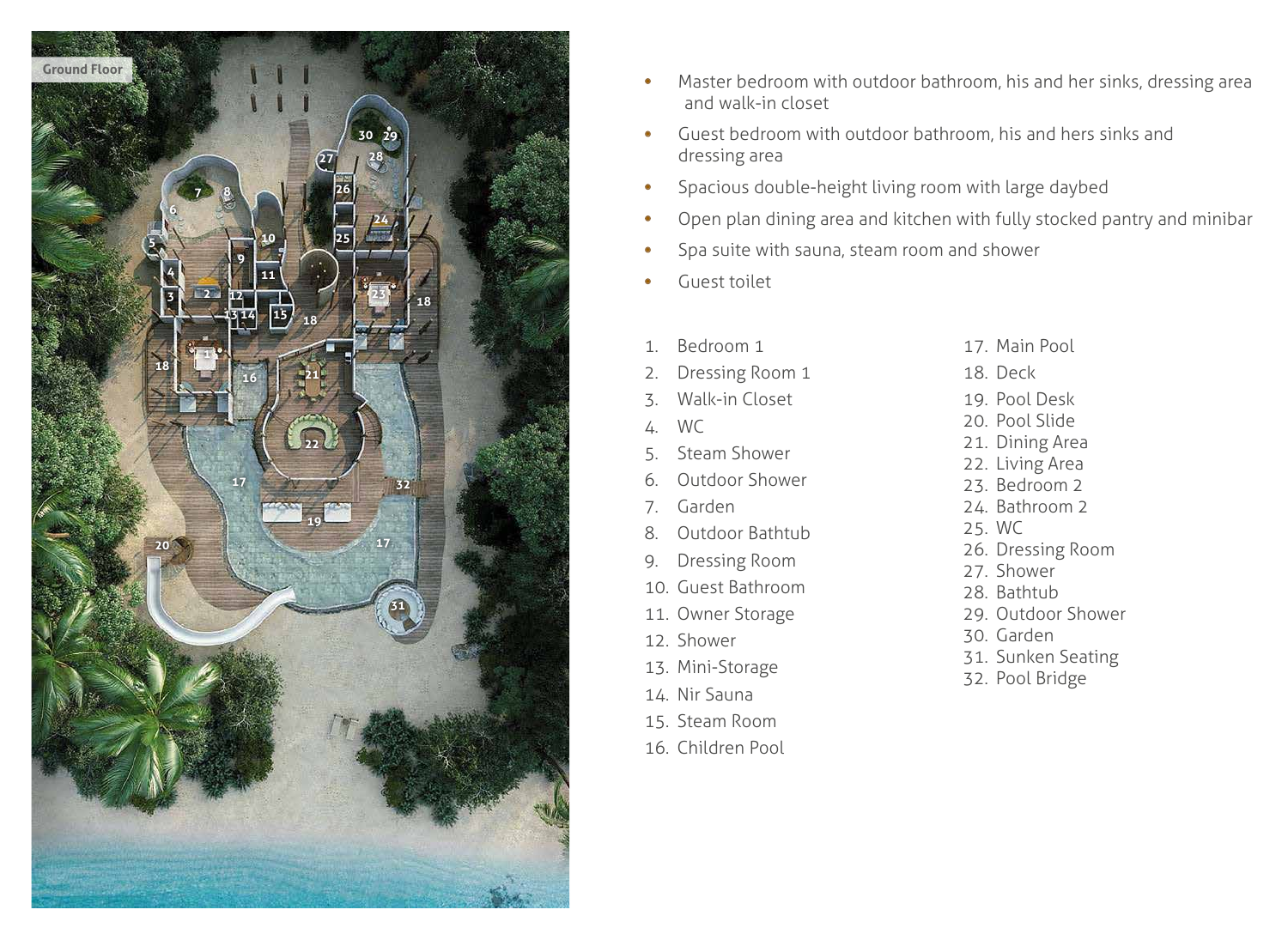Ground Floor

- Master bedroom with outdoor bathroom, his and her sinks, dressing area and walk-in closet
- Guest bedroom with outdoor bathroom, his and hers sinks and dressing area
- Spacious double-height living room with large daybed
- Open plan dining area and kitchen with fully stocked pantry and minibar
- Spa suite with sauna, steam room and shower
- Guest toilet

1. Bedroom 1
2. Dressing Room 1
3. Walk-in Closet
4. WC
5. Steam Shower
6. Outdoor Shower
7. Garden
8. Outdoor Bathtub
9. Dressing Room
10. Guest Bathroom
11. Owner Storage
12. Shower
13. Mini-Storage
14. Nir Sauna
15. Steam Room
16. Children Pool
17. Main Pool
18. Deck
19. Pool Desk
20. Pool Slide
21. Dining Area
22. Living Area
23. Bedroom 2
24. Bathroom 2
25. WC
26. Dressing Room
27. Shower
28. Bathtub
29. Outdoor Shower
30. Garden
31. Sunken Seating
32. Pool Bridge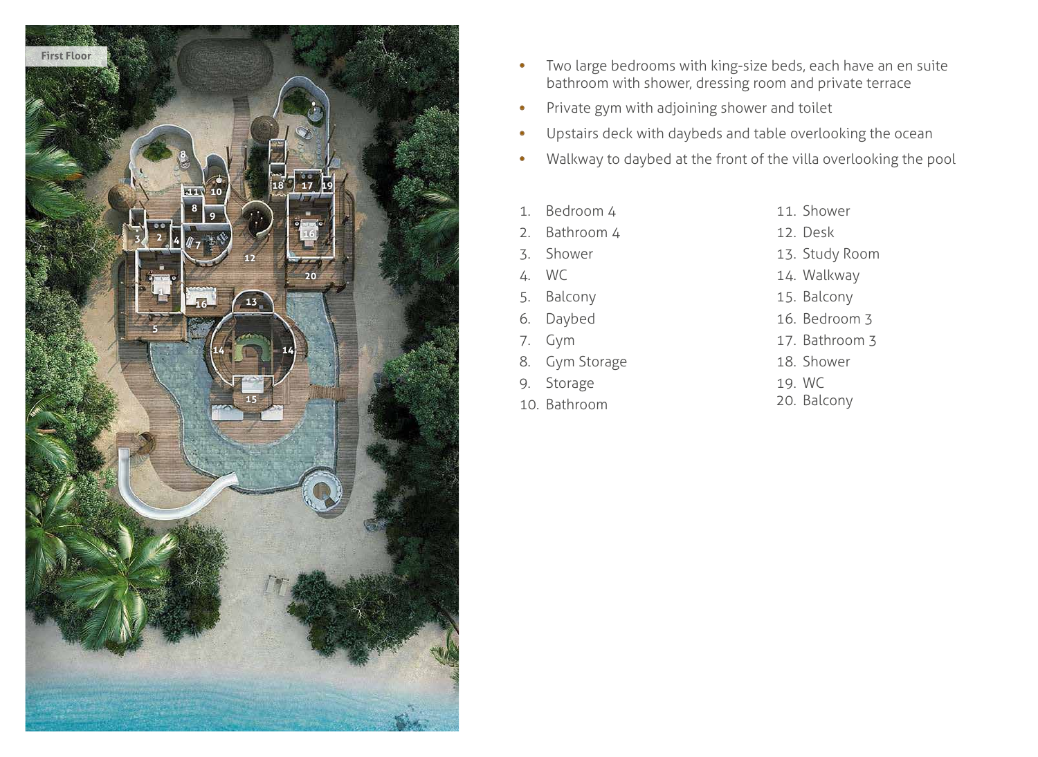First Floor

- Two large bedrooms with king-size beds, each have an en suite bathroom with shower, dressing room and private terrace
- Private gym with adjoining shower and toilet
- Upstairs deck with daybeds and table overlooking the ocean
- Walkway to daybed at the front of the villa overlooking the pool

1. Bedroom 4
2. Bathroom 4
3. Shower
4. WC
5. Balcony
6. Daybed
7. Gym
8. Gym Storage
9. Storage
10. Bathroom
11. Shower
12. Desk
13. Study Room
14. Walkway
15. Balcony
16. Bedroom 3
17. Bathroom 3
18. Shower
19. WC
20. Balcony